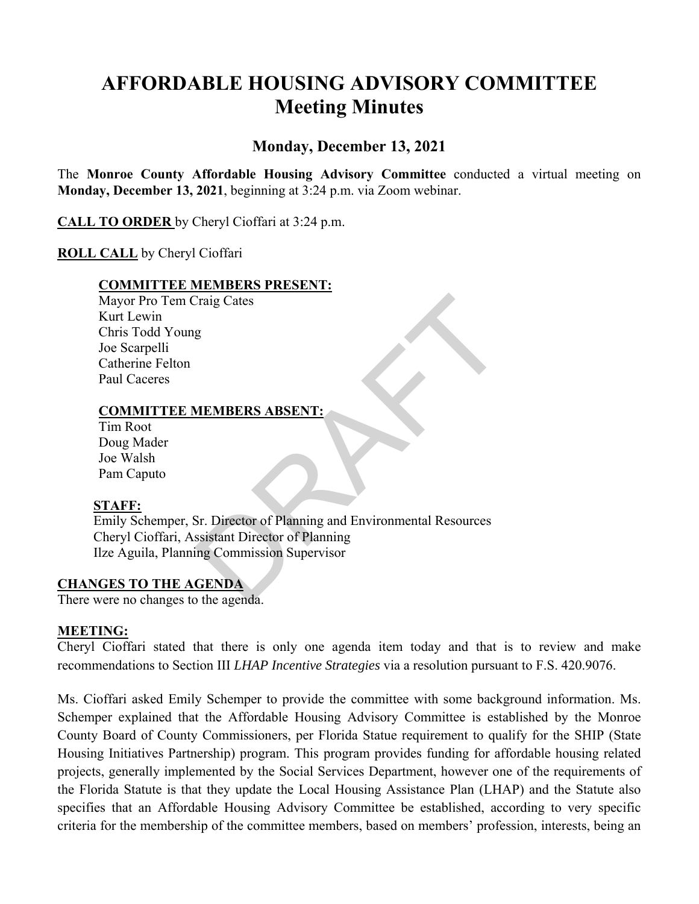# AFFORDABLE HOUSING ADVISORY COMMITTEE
# Meeting Minutes

## Monday, December 13, 2021

The **Monroe County Affordable Housing Advisory Committee** conducted a virtual meeting on **Monday, December 13, 2021**, beginning at 3:24 p.m. via Zoom webinar.

**CALL TO ORDER** by Cheryl Cioffari at 3:24 p.m.

**ROLL CALL** by Cheryl Cioffari

**COMMITTEE MEMBERS PRESENT:**

Mayor Pro Tem Craig Cates
Kurt Lewin
Chris Todd Young
Joe Scarpelli
Catherine Felton
Paul Caceres

**COMMITTEE MEMBERS ABSENT:**

Tim Root
Doug Mader
Joe Walsh
Pam Caputo

**STAFF:**

Emily Schemper, Sr. Director of Planning and Environmental Resources
Cheryl Cioffari, Assistant Director of Planning
Ilze Aguila, Planning Commission Supervisor

**CHANGES TO THE AGENDA**

There were no changes to the agenda.

**MEETING:**

Cheryl Cioffari stated that there is only one agenda item today and that is to review and make recommendations to Section III *LHAP Incentive Strategies* via a resolution pursuant to F.S. 420.9076.

Ms. Cioffari asked Emily Schemper to provide the committee with some background information. Ms. Schemper explained that the Affordable Housing Advisory Committee is established by the Monroe County Board of County Commissioners, per Florida Statue requirement to qualify for the SHIP (State Housing Initiatives Partnership) program. This program provides funding for affordable housing related projects, generally implemented by the Social Services Department, however one of the requirements of the Florida Statute is that they update the Local Housing Assistance Plan (LHAP) and the Statute also specifies that an Affordable Housing Advisory Committee be established, according to very specific criteria for the membership of the committee members, based on members' profession, interests, being an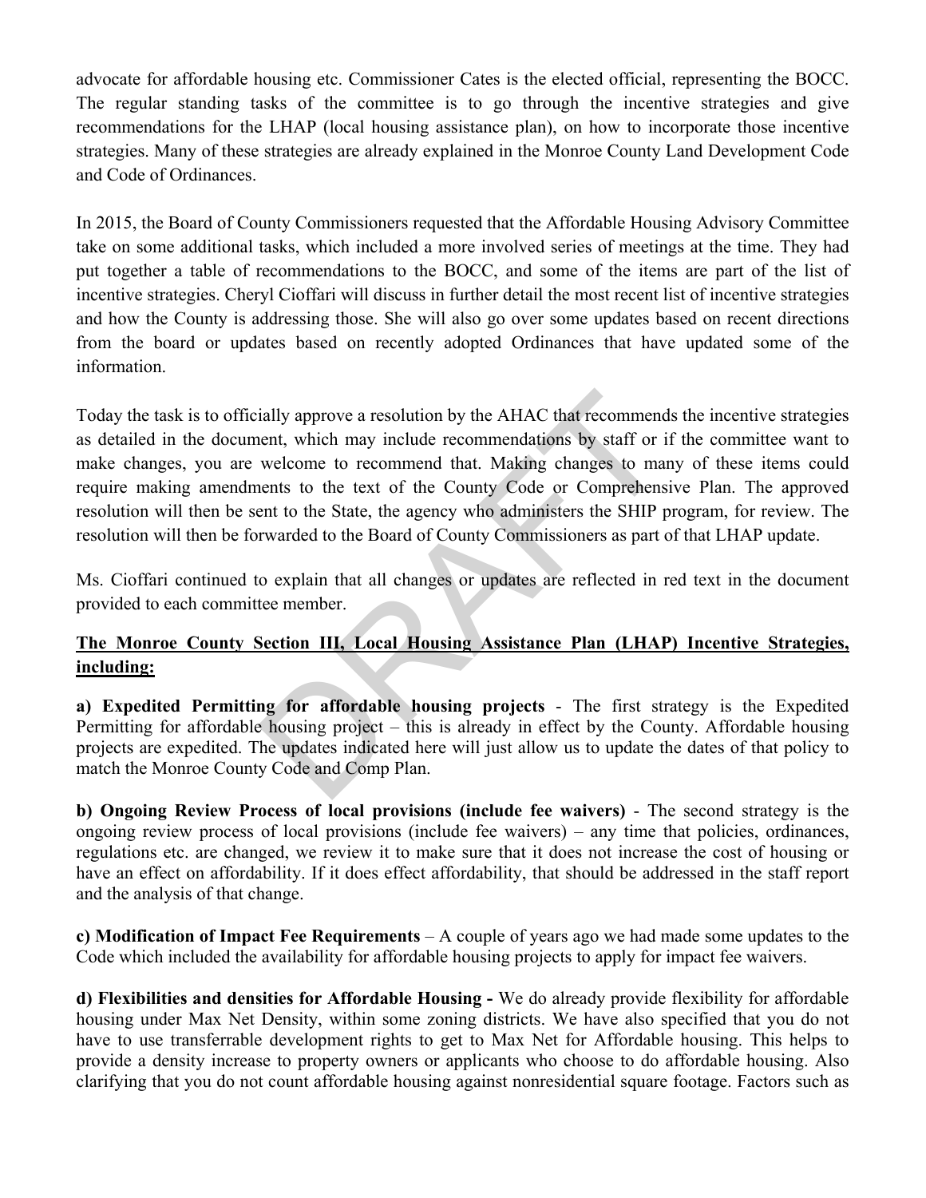advocate for affordable housing etc. Commissioner Cates is the elected official, representing the BOCC. The regular standing tasks of the committee is to go through the incentive strategies and give recommendations for the LHAP (local housing assistance plan), on how to incorporate those incentive strategies. Many of these strategies are already explained in the Monroe County Land Development Code and Code of Ordinances.

In 2015, the Board of County Commissioners requested that the Affordable Housing Advisory Committee take on some additional tasks, which included a more involved series of meetings at the time. They had put together a table of recommendations to the BOCC, and some of the items are part of the list of incentive strategies. Cheryl Cioffari will discuss in further detail the most recent list of incentive strategies and how the County is addressing those. She will also go over some updates based on recent directions from the board or updates based on recently adopted Ordinances that have updated some of the information.

Today the task is to officially approve a resolution by the AHAC that recommends the incentive strategies as detailed in the document, which may include recommendations by staff or if the committee want to make changes, you are welcome to recommend that. Making changes to many of these items could require making amendments to the text of the County Code or Comprehensive Plan. The approved resolution will then be sent to the State, the agency who administers the SHIP program, for review. The resolution will then be forwarded to the Board of County Commissioners as part of that LHAP update.

Ms. Cioffari continued to explain that all changes or updates are reflected in red text in the document provided to each committee member.

**The Monroe County Section III, Local Housing Assistance Plan (LHAP) Incentive Strategies, including:**

**a) Expedited Permitting for affordable housing projects** - The first strategy is the Expedited Permitting for affordable housing project – this is already in effect by the County. Affordable housing projects are expedited. The updates indicated here will just allow us to update the dates of that policy to match the Monroe County Code and Comp Plan.

**b) Ongoing Review Process of local provisions (include fee waivers)** - The second strategy is the ongoing review process of local provisions (include fee waivers) – any time that policies, ordinances, regulations etc. are changed, we review it to make sure that it does not increase the cost of housing or have an effect on affordability. If it does effect affordability, that should be addressed in the staff report and the analysis of that change.

**c) Modification of Impact Fee Requirements** – A couple of years ago we had made some updates to the Code which included the availability for affordable housing projects to apply for impact fee waivers.

**d) Flexibilities and densities for Affordable Housing -** We do already provide flexibility for affordable housing under Max Net Density, within some zoning districts. We have also specified that you do not have to use transferrable development rights to get to Max Net for Affordable housing. This helps to provide a density increase to property owners or applicants who choose to do affordable housing. Also clarifying that you do not count affordable housing against nonresidential square footage. Factors such as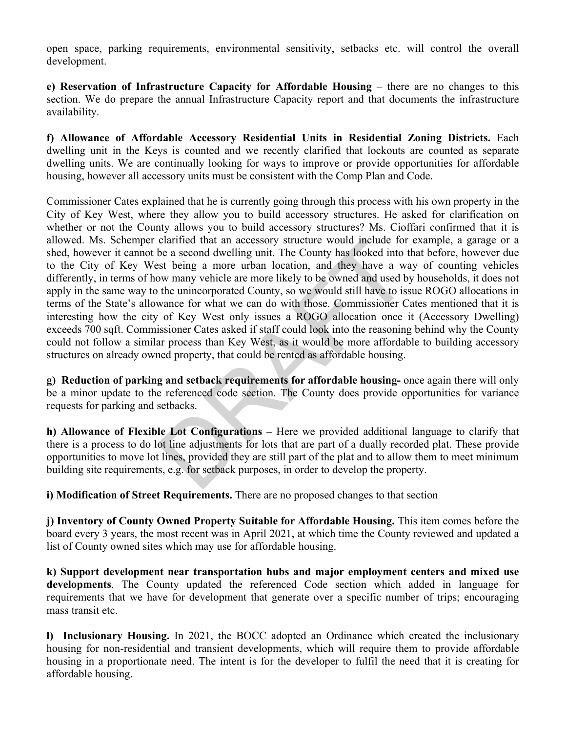open space, parking requirements, environmental sensitivity, setbacks etc. will control the overall development.

**e) Reservation of Infrastructure Capacity for Affordable Housing** – there are no changes to this section. We do prepare the annual Infrastructure Capacity report and that documents the infrastructure availability.

**f) Allowance of Affordable Accessory Residential Units in Residential Zoning Districts.** Each dwelling unit in the Keys is counted and we recently clarified that lockouts are counted as separate dwelling units. We are continually looking for ways to improve or provide opportunities for affordable housing, however all accessory units must be consistent with the Comp Plan and Code.

Commissioner Cates explained that he is currently going through this process with his own property in the City of Key West, where they allow you to build accessory structures. He asked for clarification on whether or not the County allows you to build accessory structures? Ms. Cioffari confirmed that it is allowed. Ms. Schemper clarified that an accessory structure would include for example, a garage or a shed, however it cannot be a second dwelling unit. The County has looked into that before, however due to the City of Key West being a more urban location, and they have a way of counting vehicles differently, in terms of how many vehicle are more likely to be owned and used by households, it does not apply in the same way to the unincorporated County, so we would still have to issue ROGO allocations in terms of the State's allowance for what we can do with those. Commissioner Cates mentioned that it is interesting how the city of Key West only issues a ROGO allocation once it (Accessory Dwelling) exceeds 700 sqft. Commissioner Cates asked if staff could look into the reasoning behind why the County could not follow a similar process than Key West, as it would be more affordable to building accessory structures on already owned property, that could be rented as affordable housing.

**g) Reduction of parking and setback requirements for affordable housing-** once again there will only be a minor update to the referenced code section. The County does provide opportunities for variance requests for parking and setbacks.

**h) Allowance of Flexible Lot Configurations –** Here we provided additional language to clarify that there is a process to do lot line adjustments for lots that are part of a dually recorded plat. These provide opportunities to move lot lines, provided they are still part of the plat and to allow them to meet minimum building site requirements, e.g. for setback purposes, in order to develop the property.

**i) Modification of Street Requirements.** There are no proposed changes to that section

**j) Inventory of County Owned Property Suitable for Affordable Housing.** This item comes before the board every 3 years, the most recent was in April 2021, at which time the County reviewed and updated a list of County owned sites which may use for affordable housing.

**k) Support development near transportation hubs and major employment centers and mixed use developments**. The County updated the referenced Code section which added in language for requirements that we have for development that generate over a specific number of trips; encouraging mass transit etc.

**l) Inclusionary Housing.** In 2021, the BOCC adopted an Ordinance which created the inclusionary housing for non-residential and transient developments, which will require them to provide affordable housing in a proportionate need. The intent is for the developer to fulfil the need that it is creating for affordable housing.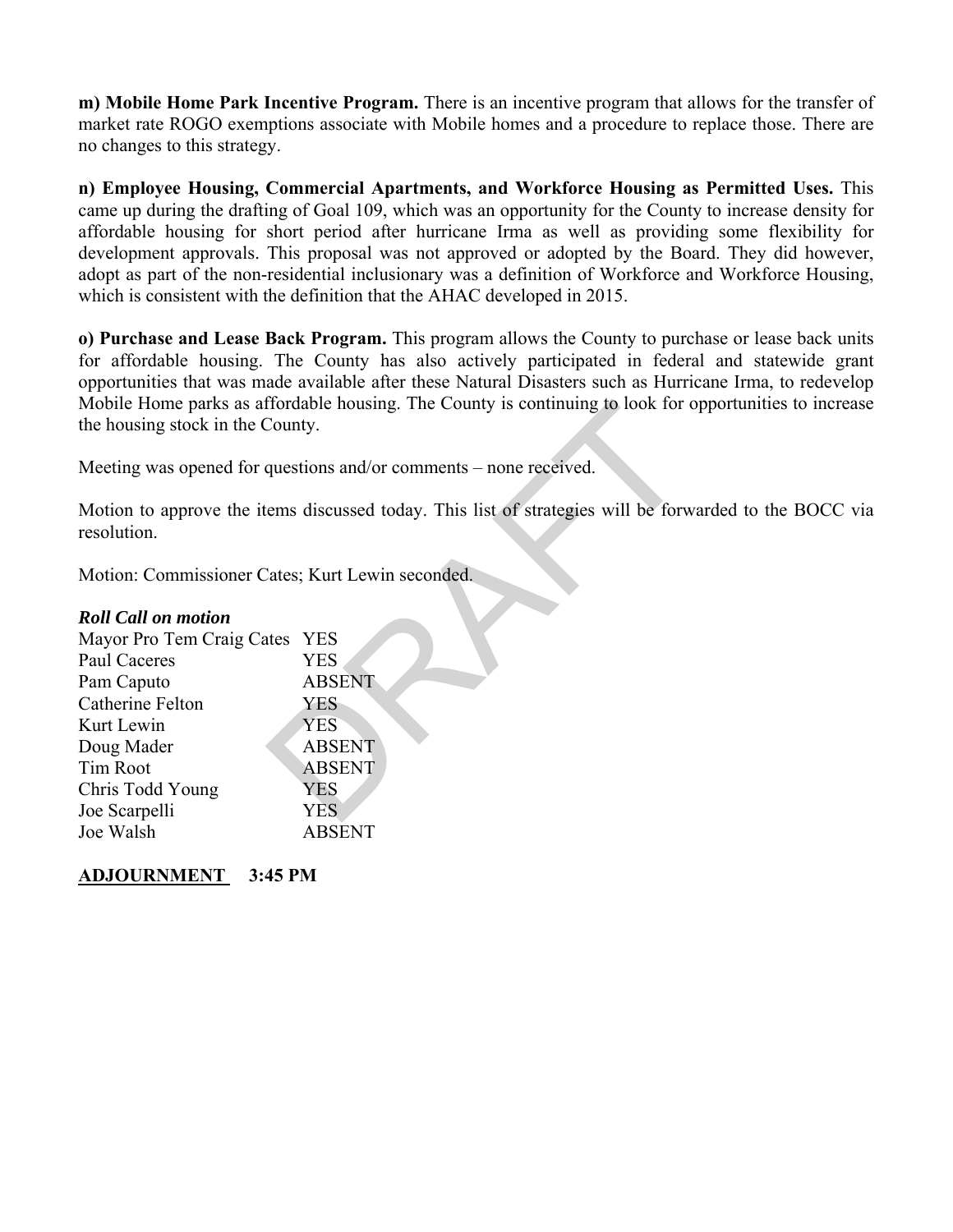**m) Mobile Home Park Incentive Program.** There is an incentive program that allows for the transfer of market rate ROGO exemptions associate with Mobile homes and a procedure to replace those. There are no changes to this strategy.

**n) Employee Housing, Commercial Apartments, and Workforce Housing as Permitted Uses.** This came up during the drafting of Goal 109, which was an opportunity for the County to increase density for affordable housing for short period after hurricane Irma as well as providing some flexibility for development approvals. This proposal was not approved or adopted by the Board. They did however, adopt as part of the non-residential inclusionary was a definition of Workforce and Workforce Housing, which is consistent with the definition that the AHAC developed in 2015.

**o) Purchase and Lease Back Program.** This program allows the County to purchase or lease back units for affordable housing. The County has also actively participated in federal and statewide grant opportunities that was made available after these Natural Disasters such as Hurricane Irma, to redevelop Mobile Home parks as affordable housing. The County is continuing to look for opportunities to increase the housing stock in the County.

Meeting was opened for questions and/or comments – none received.

Motion to approve the items discussed today. This list of strategies will be forwarded to the BOCC via resolution.

Motion: Commissioner Cates; Kurt Lewin seconded.

***Roll Call on motion***

| | |
|---|---|
| Mayor Pro Tem Craig Cates | YES |
| Paul Caceres | YES |
| Pam Caputo | ABSENT |
| Catherine Felton | YES |
| Kurt Lewin | YES |
| Doug Mader | ABSENT |
| Tim Root | ABSENT |
| Chris Todd Young | YES |
| Joe Scarpelli | YES |
| Joe Walsh | ABSENT |

**ADJOURNMENT 3:45 PM**